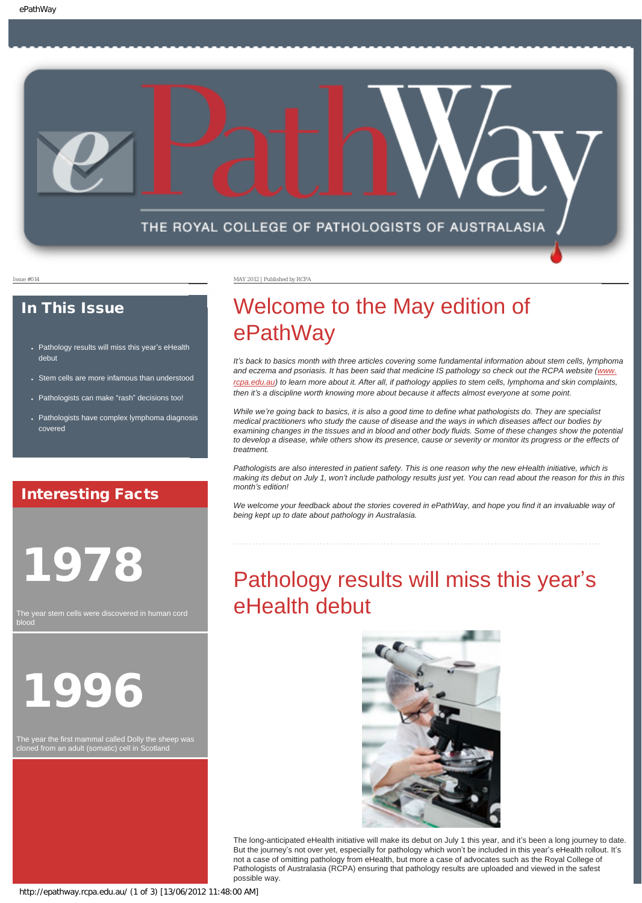# ePathWay

THE ROYAL COLLEGE OF PATHOLOGISTS OF AUSTRALASIA

Issue #014

MAY 2012 | Published by RCPA

## In This Issue

- Pathology results will miss this year's eHealth debut
- Stem cells are more infamous than understood
- Pathologists can make "rash" decisions too!
- Pathologists have complex lymphoma diagnosis covered

## Interesting Facts

**1978**

The year stem cells were discovered in human cord blood

**1996**

The year the first mammal called Dolly the sheep was cloned from an adult (somatic) cell in Scotland

# Welcome to the May edition of ePathWay

*It's back to basics month with three articles covering some fundamental information about stem cells, lymphoma and eczema and psoriasis. It has been said that medicine IS pathology so check out the RCPA website (www.rcpa.edu.au) to learn more about it. After all, if pathology applies to stem cells, lymphoma and skin complaints, then it's a discipline worth knowing more about because it affects almost everyone at some point.*

*While we're going back to basics, it is also a good time to define what pathologists do. They are specialist medical practitioners who study the cause of disease and the ways in which diseases affect our bodies by examining changes in the tissues and in blood and other body fluids. Some of these changes show the potential to develop a disease, while others show its presence, cause or severity or monitor its progress or the effects of treatment.*

*Pathologists are also interested in patient safety. This is one reason why the new eHealth initiative, which is making its debut on July 1, won't include pathology results just yet. You can read about the reason for this in this month's edition!*

*We welcome your feedback about the stories covered in ePathWay, and hope you find it an invaluable way of being kept up to date about pathology in Australasia.*

# Pathology results will miss this year's eHealth debut

The long-anticipated eHealth initiative will make its debut on July 1 this year, and it's been a long journey to date. But the journey's not over yet, especially for pathology which won't be included in this year's eHealth rollout. It's not a case of omitting pathology from eHealth, but more a case of advocates such as the Royal College of Pathologists of Australasia (RCPA) ensuring that pathology results are uploaded and viewed in the safest possible way.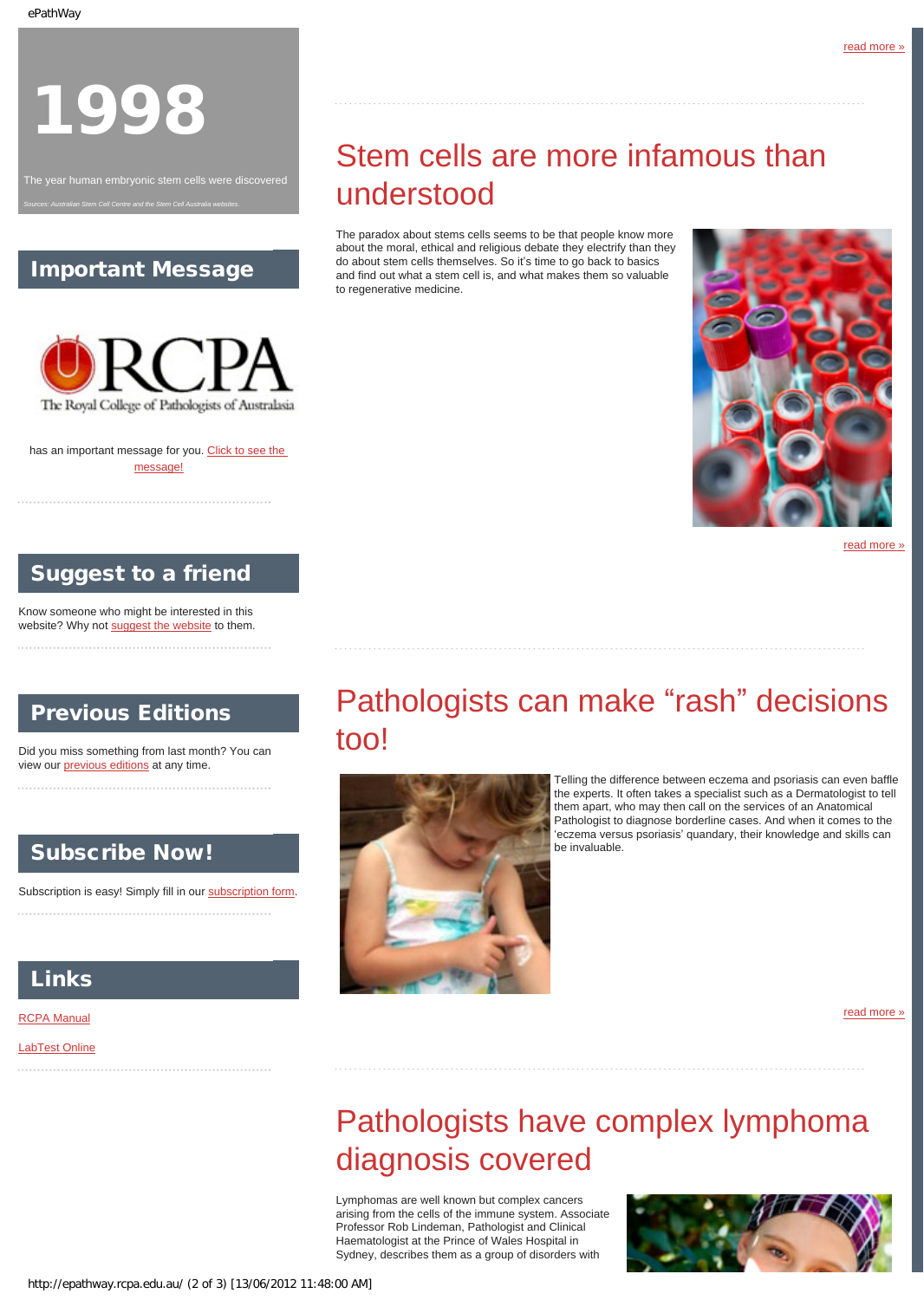# 1998

The year human embryonic stem cells were discovered

*Sources: Australian Stem Cell Centre and the Stem Cell Australia websites.*

## Important Message

RCPA The Royal College of Pathologists of Australasia

has an important message for you. Click to see the message!

## Suggest to a friend

Know someone who might be interested in this website? Why not suggest the website to them.

## Previous Editions

Did you miss something from last month? You can view our previous editions at any time.

## Subscribe Now!

Subscription is easy! Simply fill in our subscription form.

## Links

RCPA Manual

LabTest Online

read more »

# Stem cells are more infamous than understood

The paradox about stems cells seems to be that people know more about the moral, ethical and religious debate they electrify than they do about stem cells themselves. So it's time to go back to basics and find out what a stem cell is, and what makes them so valuable to regenerative medicine.

read more »

# Pathologists can make "rash" decisions too!

Telling the difference between eczema and psoriasis can even baffle the experts. It often takes a specialist such as a Dermatologist to tell them apart, who may then call on the services of an Anatomical Pathologist to diagnose borderline cases. And when it comes to the 'eczema versus psoriasis' quandary, their knowledge and skills can be invaluable.

read more »

# Pathologists have complex lymphoma diagnosis covered

Lymphomas are well known but complex cancers arising from the cells of the immune system. Associate Professor Rob Lindeman, Pathologist and Clinical Haematologist at the Prince of Wales Hospital in Sydney, describes them as a group of disorders with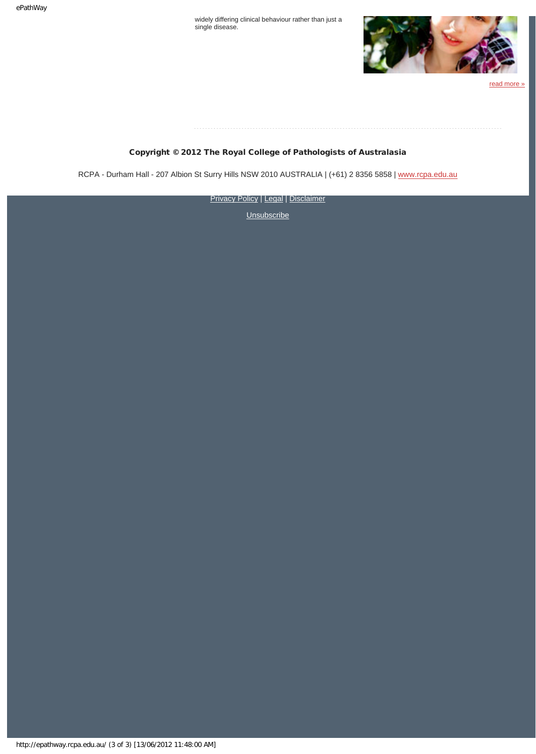widely differing clinical behaviour rather than just a single disease.

read more »

**Copyright © 2012 The Royal College of Pathologists of Australasia**

RCPA - Durham Hall - 207 Albion St Surry Hills NSW 2010 AUSTRALIA | (+61) 2 8356 5858 | www.rcpa.edu.au

Privacy Policy | Legal | Disclaimer

Unsubscribe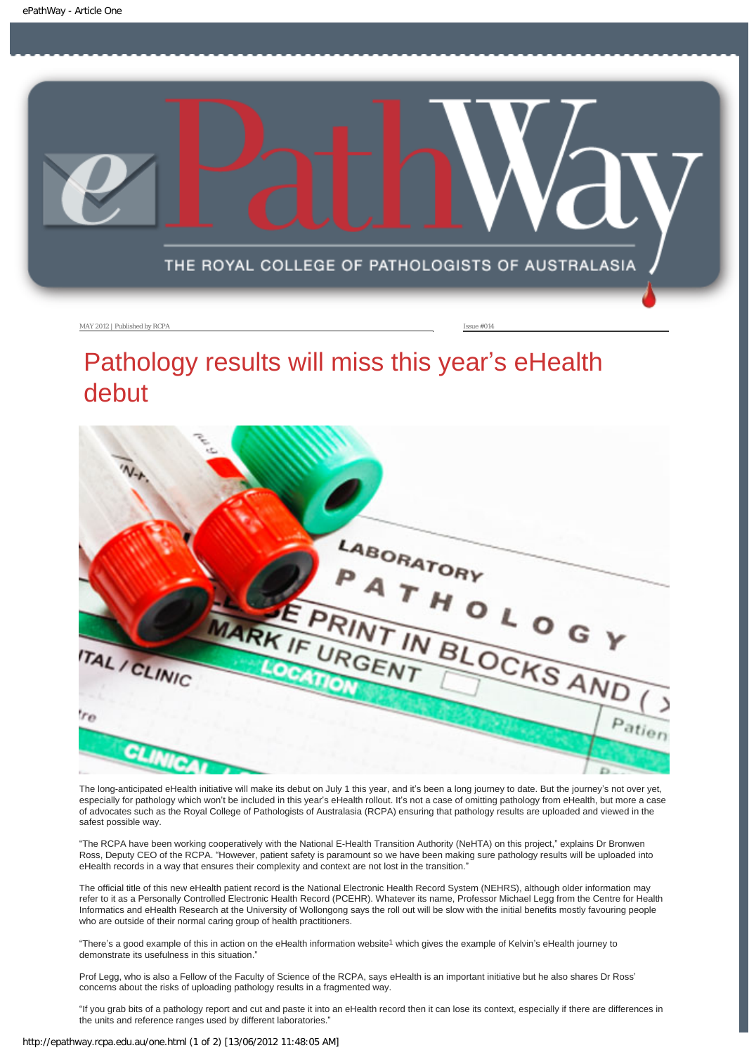MAY 2012 | Published by RCPA

Issue #014

# Pathology results will miss this year's eHealth debut

The long-anticipated eHealth initiative will make its debut on July 1 this year, and it's been a long journey to date. But the journey's not over yet, especially for pathology which won't be included in this year's eHealth rollout. It's not a case of omitting pathology from eHealth, but more a case of advocates such as the Royal College of Pathologists of Australasia (RCPA) ensuring that pathology results are uploaded and viewed in the safest possible way.

"The RCPA have been working cooperatively with the National E-Health Transition Authority (NeHTA) on this project," explains Dr Bronwen Ross, Deputy CEO of the RCPA. "However, patient safety is paramount so we have been making sure pathology results will be uploaded into eHealth records in a way that ensures their complexity and context are not lost in the transition."

The official title of this new eHealth patient record is the National Electronic Health Record System (NEHRS), although older information may refer to it as a Personally Controlled Electronic Health Record (PCEHR). Whatever its name, Professor Michael Legg from the Centre for Health Informatics and eHealth Research at the University of Wollongong says the roll out will be slow with the initial benefits mostly favouring people who are outside of their normal caring group of health practitioners.

"There's a good example of this in action on the eHealth information website[1] which gives the example of Kelvin's eHealth journey to demonstrate its usefulness in this situation."

Prof Legg, who is also a Fellow of the Faculty of Science of the RCPA, says eHealth is an important initiative but he also shares Dr Ross' concerns about the risks of uploading pathology results in a fragmented way.

"If you grab bits of a pathology report and cut and paste it into an eHealth record then it can lose its context, especially if there are differences in the units and reference ranges used by different laboratories."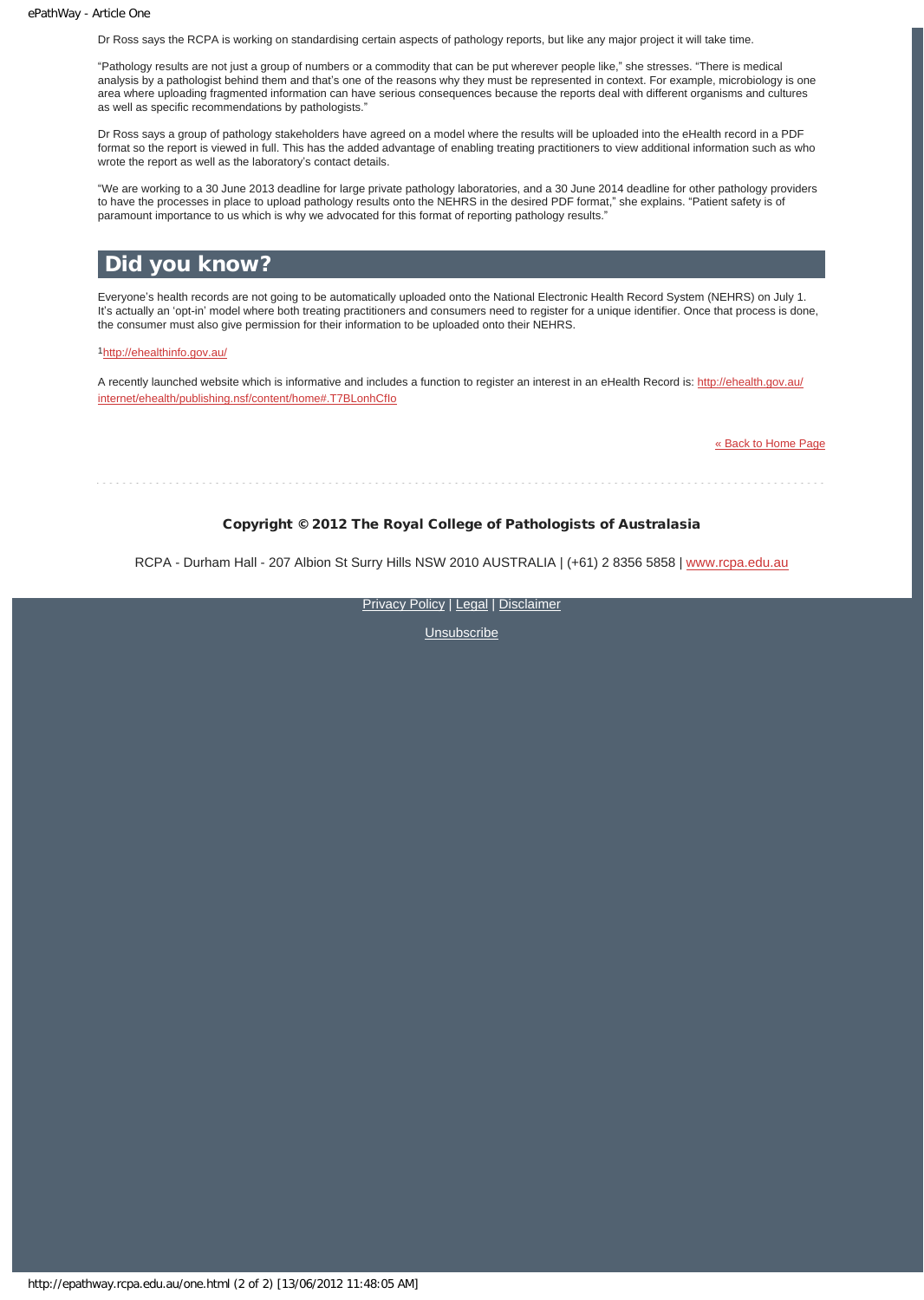Dr Ross says the RCPA is working on standardising certain aspects of pathology reports, but like any major project it will take time.

"Pathology results are not just a group of numbers or a commodity that can be put wherever people like," she stresses. "There is medical analysis by a pathologist behind them and that's one of the reasons why they must be represented in context. For example, microbiology is one area where uploading fragmented information can have serious consequences because the reports deal with different organisms and cultures as well as specific recommendations by pathologists."

Dr Ross says a group of pathology stakeholders have agreed on a model where the results will be uploaded into the eHealth record in a PDF format so the report is viewed in full. This has the added advantage of enabling treating practitioners to view additional information such as who wrote the report as well as the laboratory's contact details.

"We are working to a 30 June 2013 deadline for large private pathology laboratories, and a 30 June 2014 deadline for other pathology providers to have the processes in place to upload pathology results onto the NEHRS in the desired PDF format," she explains. "Patient safety is of paramount importance to us which is why we advocated for this format of reporting pathology results."

## Did you know?

Everyone's health records are not going to be automatically uploaded onto the National Electronic Health Record System (NEHRS) on July 1. It's actually an 'opt-in' model where both treating practitioners and consumers need to register for a unique identifier. Once that process is done, the consumer must also give permission for their information to be uploaded onto their NEHRS.

[1] http://ehealthinfo.gov.au/

A recently launched website which is informative and includes a function to register an interest in an eHealth Record is: http://ehealth.gov.au/internet/ehealth/publishing.nsf/content/home#.T7BLonhCfIo

« Back to Home Page

**Copyright © 2012 The Royal College of Pathologists of Australasia**

RCPA - Durham Hall - 207 Albion St Surry Hills NSW 2010 AUSTRALIA | (+61) 2 8356 5858 | www.rcpa.edu.au

Privacy Policy | Legal | Disclaimer

Unsubscribe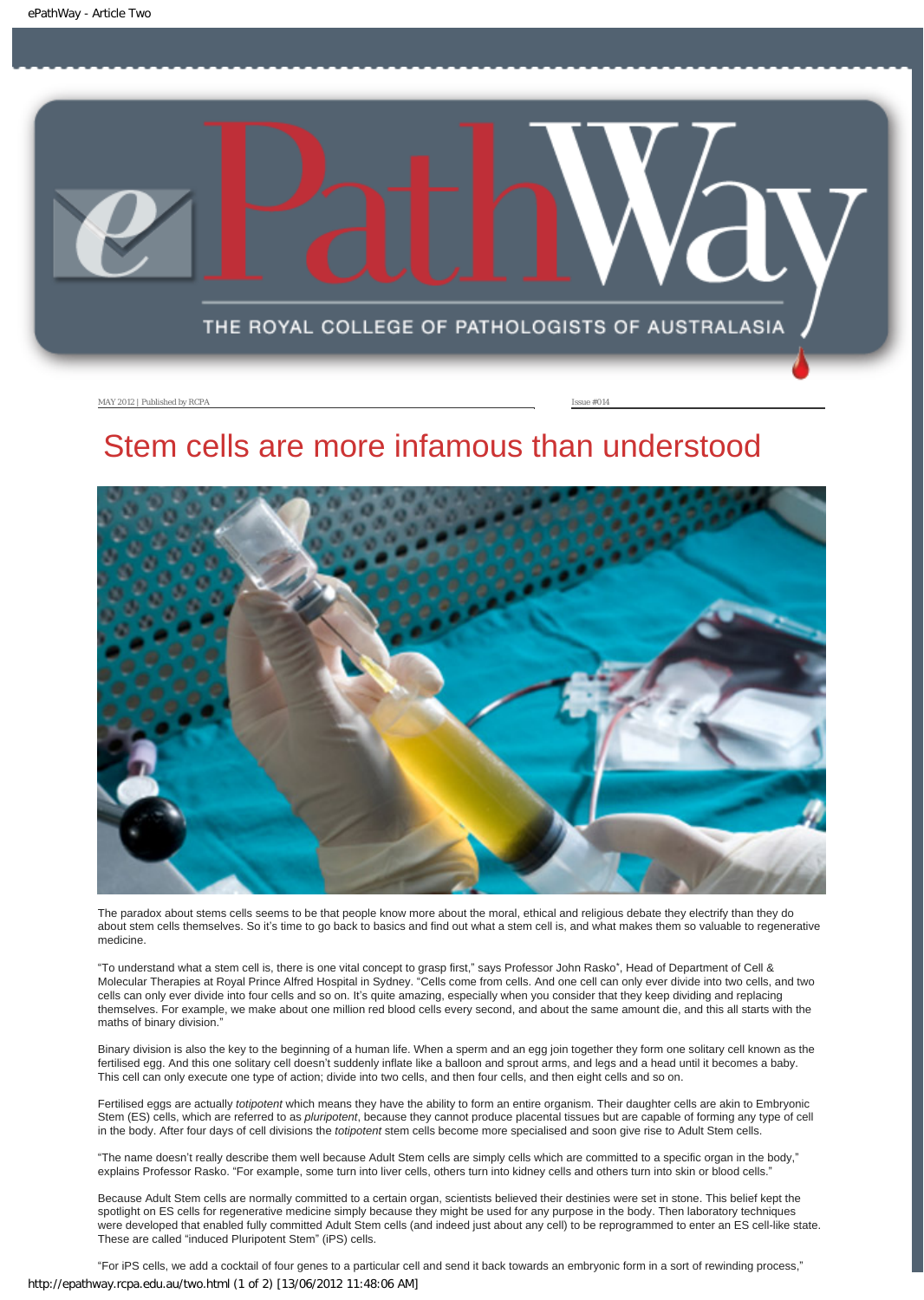MAY 2012 | Published by RCPA

Issue #014

# Stem cells are more infamous than understood

The paradox about stems cells seems to be that people know more about the moral, ethical and religious debate they electrify than they do about stem cells themselves. So it's time to go back to basics and find out what a stem cell is, and what makes them so valuable to regenerative medicine.

"To understand what a stem cell is, there is one vital concept to grasp first," says Professor John Rasko*, Head of Department of Cell & Molecular Therapies at Royal Prince Alfred Hospital in Sydney. "Cells come from cells. And one cell can only ever divide into two cells, and two cells can only ever divide into four cells and so on. It's quite amazing, especially when you consider that they keep dividing and replacing themselves. For example, we make about one million red blood cells every second, and about the same amount die, and this all starts with the maths of binary division."

Binary division is also the key to the beginning of a human life. When a sperm and an egg join together they form one solitary cell known as the fertilised egg. And this one solitary cell doesn't suddenly inflate like a balloon and sprout arms, and legs and a head until it becomes a baby. This cell can only execute one type of action; divide into two cells, and then four cells, and then eight cells and so on.

Fertilised eggs are actually *totipotent* which means they have the ability to form an entire organism. Their daughter cells are akin to Embryonic Stem (ES) cells, which are referred to as *pluripotent*, because they cannot produce placental tissues but are capable of forming any type of cell in the body. After four days of cell divisions the *totipotent* stem cells become more specialised and soon give rise to Adult Stem cells.

"The name doesn't really describe them well because Adult Stem cells are simply cells which are committed to a specific organ in the body," explains Professor Rasko. "For example, some turn into liver cells, others turn into kidney cells and others turn into skin or blood cells."

Because Adult Stem cells are normally committed to a certain organ, scientists believed their destinies were set in stone. This belief kept the spotlight on ES cells for regenerative medicine simply because they might be used for any purpose in the body. Then laboratory techniques were developed that enabled fully committed Adult Stem cells (and indeed just about any cell) to be reprogrammed to enter an ES cell-like state. These are called "induced Pluripotent Stem" (iPS) cells.

"For iPS cells, we add a cocktail of four genes to a particular cell and send it back towards an embryonic form in a sort of rewinding process,"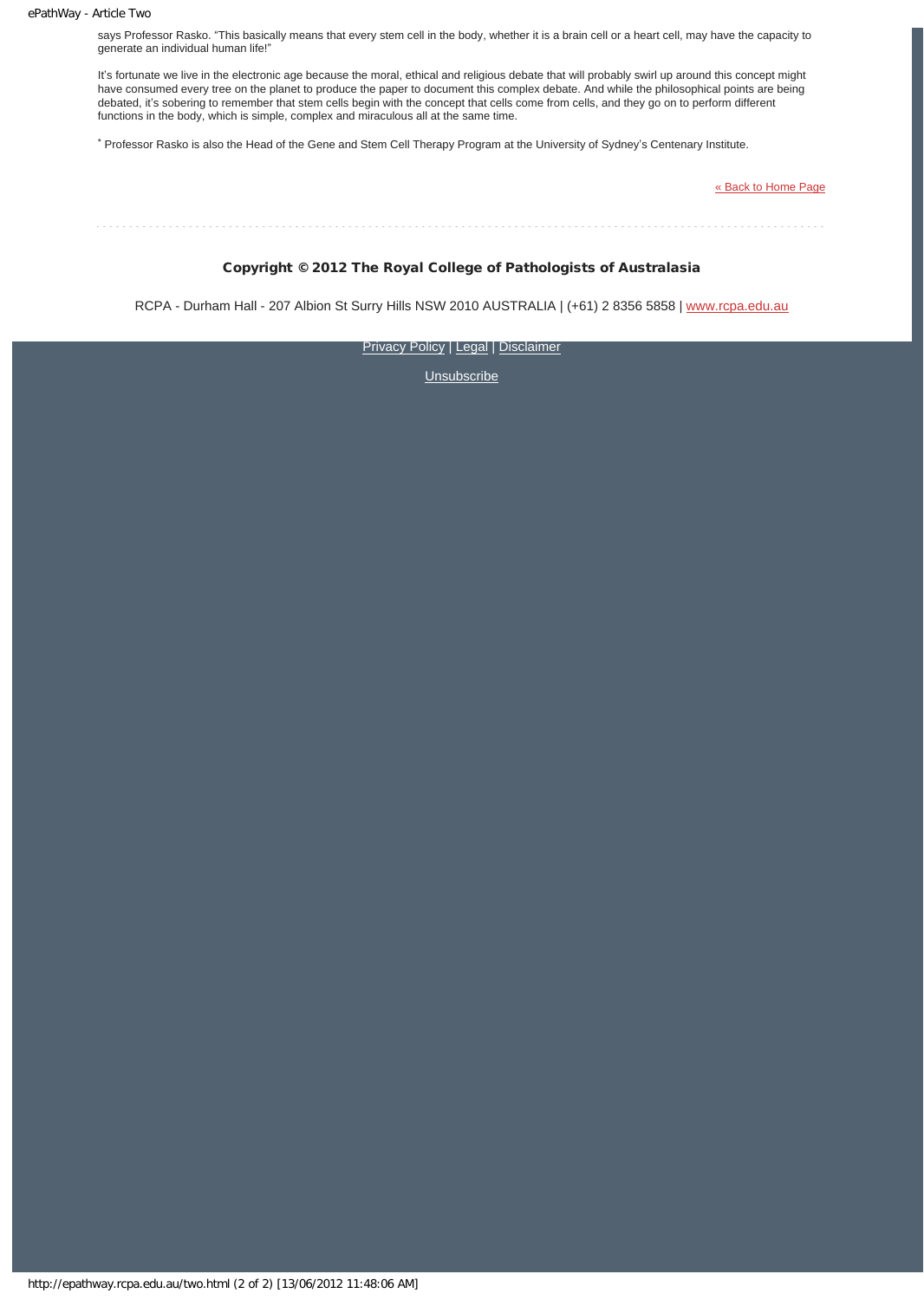says Professor Rasko. "This basically means that every stem cell in the body, whether it is a brain cell or a heart cell, may have the capacity to generate an individual human life!"

It's fortunate we live in the electronic age because the moral, ethical and religious debate that will probably swirl up around this concept might have consumed every tree on the planet to produce the paper to document this complex debate. And while the philosophical points are being debated, it's sobering to remember that stem cells begin with the concept that cells come from cells, and they go on to perform different functions in the body, which is simple, complex and miraculous all at the same time.

[*] Professor Rasko is also the Head of the Gene and Stem Cell Therapy Program at the University of Sydney's Centenary Institute.

« Back to Home Page

**Copyright © 2012 The Royal College of Pathologists of Australasia**

RCPA - Durham Hall - 207 Albion St Surry Hills NSW 2010 AUSTRALIA | (+61) 2 8356 5858 | www.rcpa.edu.au

Privacy Policy | Legal | Disclaimer

Unsubscribe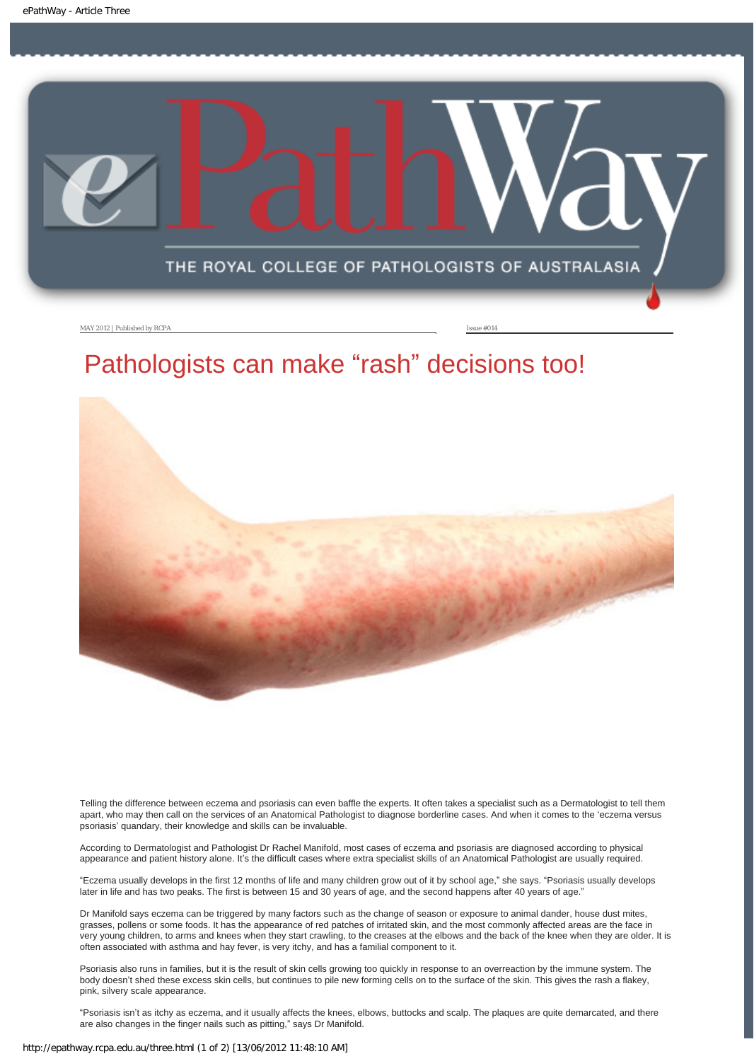MAY 2012 | Published by RCPA

Issue #014

# Pathologists can make "rash" decisions too!

Telling the difference between eczema and psoriasis can even baffle the experts. It often takes a specialist such as a Dermatologist to tell them apart, who may then call on the services of an Anatomical Pathologist to diagnose borderline cases. And when it comes to the 'eczema versus psoriasis' quandary, their knowledge and skills can be invaluable.

According to Dermatologist and Pathologist Dr Rachel Manifold, most cases of eczema and psoriasis are diagnosed according to physical appearance and patient history alone. It's the difficult cases where extra specialist skills of an Anatomical Pathologist are usually required.

"Eczema usually develops in the first 12 months of life and many children grow out of it by school age," she says. "Psoriasis usually develops later in life and has two peaks. The first is between 15 and 30 years of age, and the second happens after 40 years of age."

Dr Manifold says eczema can be triggered by many factors such as the change of season or exposure to animal dander, house dust mites, grasses, pollens or some foods. It has the appearance of red patches of irritated skin, and the most commonly affected areas are the face in very young children, to arms and knees when they start crawling, to the creases at the elbows and the back of the knee when they are older. It is often associated with asthma and hay fever, is very itchy, and has a familial component to it.

Psoriasis also runs in families, but it is the result of skin cells growing too quickly in response to an overreaction by the immune system. The body doesn't shed these excess skin cells, but continues to pile new forming cells on to the surface of the skin. This gives the rash a flakey, pink, silvery scale appearance.

"Psoriasis isn't as itchy as eczema, and it usually affects the knees, elbows, buttocks and scalp. The plaques are quite demarcated, and there are also changes in the finger nails such as pitting," says Dr Manifold.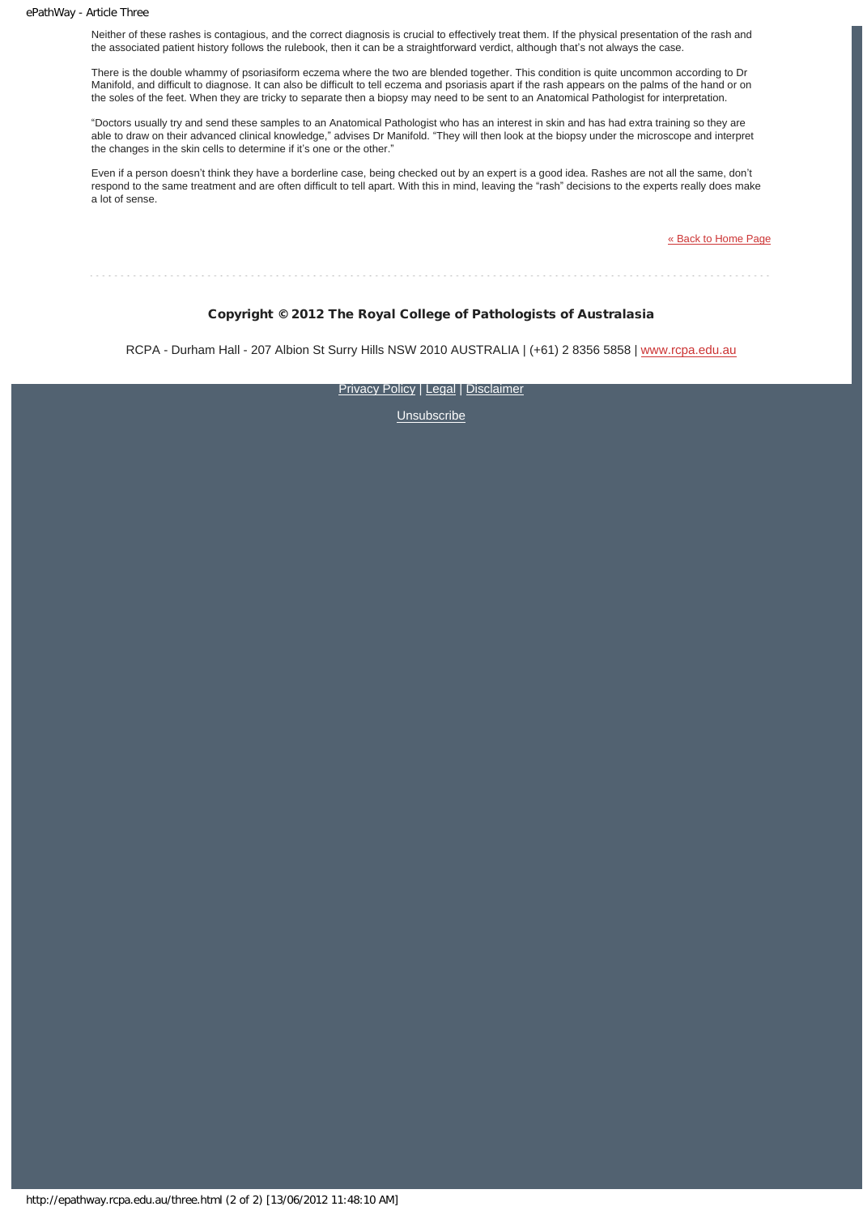Neither of these rashes is contagious, and the correct diagnosis is crucial to effectively treat them. If the physical presentation of the rash and the associated patient history follows the rulebook, then it can be a straightforward verdict, although that's not always the case.

There is the double whammy of psoriasiform eczema where the two are blended together. This condition is quite uncommon according to Dr Manifold, and difficult to diagnose. It can also be difficult to tell eczema and psoriasis apart if the rash appears on the palms of the hand or on the soles of the feet. When they are tricky to separate then a biopsy may need to be sent to an Anatomical Pathologist for interpretation.

"Doctors usually try and send these samples to an Anatomical Pathologist who has an interest in skin and has had extra training so they are able to draw on their advanced clinical knowledge," advises Dr Manifold. "They will then look at the biopsy under the microscope and interpret the changes in the skin cells to determine if it's one or the other."

Even if a person doesn't think they have a borderline case, being checked out by an expert is a good idea. Rashes are not all the same, don't respond to the same treatment and are often difficult to tell apart. With this in mind, leaving the "rash" decisions to the experts really does make a lot of sense.

« Back to Home Page

**Copyright © 2012 The Royal College of Pathologists of Australasia**

RCPA - Durham Hall - 207 Albion St Surry Hills NSW 2010 AUSTRALIA | (+61) 2 8356 5858 | www.rcpa.edu.au

Privacy Policy | Legal | Disclaimer

Unsubscribe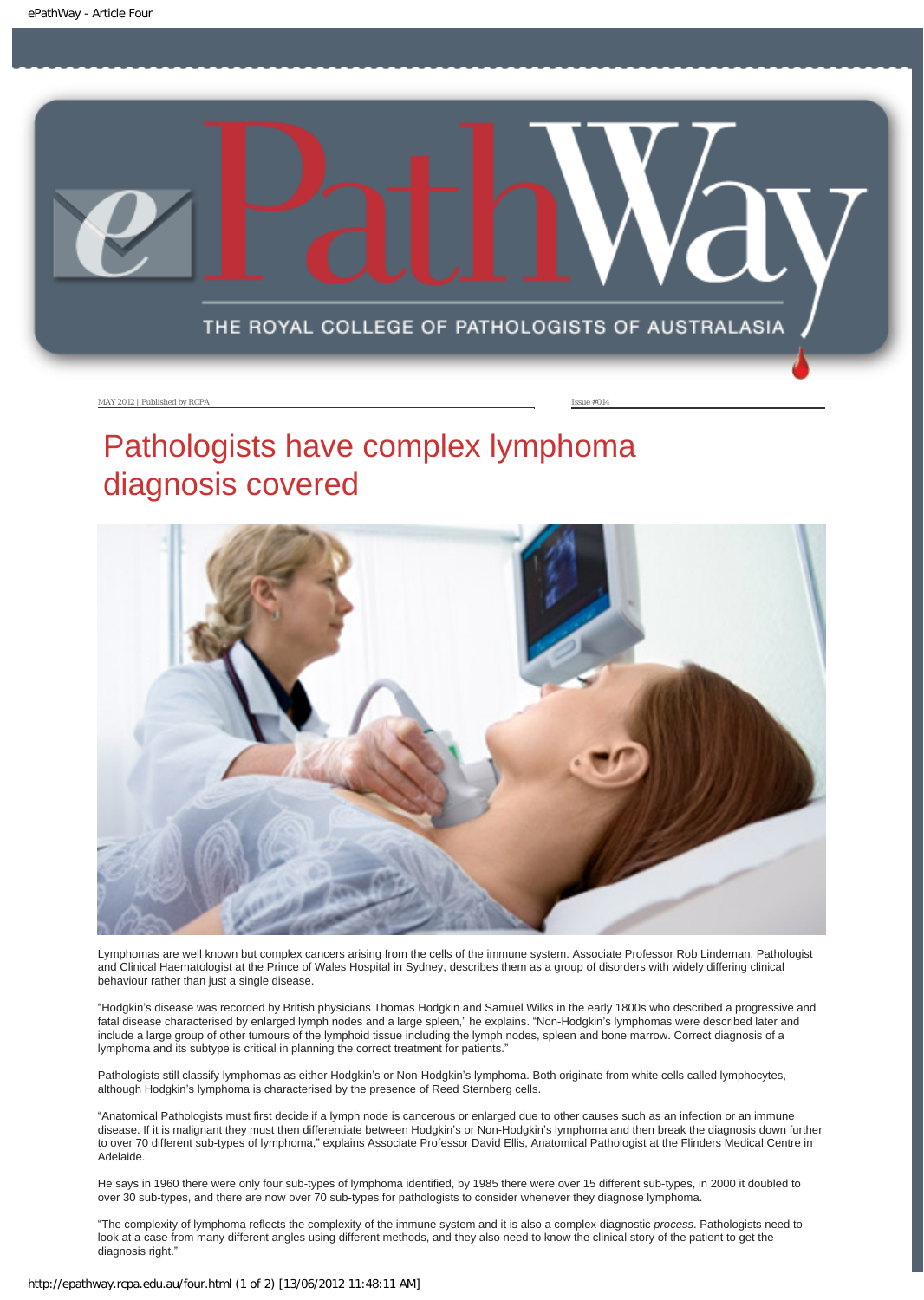# Pathologists have complex lymphoma diagnosis covered

Lymphomas are well known but complex cancers arising from the cells of the immune system. Associate Professor Rob Lindeman, Pathologist and Clinical Haematologist at the Prince of Wales Hospital in Sydney, describes them as a group of disorders with widely differing clinical behaviour rather than just a single disease.

"Hodgkin's disease was recorded by British physicians Thomas Hodgkin and Samuel Wilks in the early 1800s who described a progressive and fatal disease characterised by enlarged lymph nodes and a large spleen," he explains. "Non-Hodgkin's lymphomas were described later and include a large group of other tumours of the lymphoid tissue including the lymph nodes, spleen and bone marrow. Correct diagnosis of a lymphoma and its subtype is critical in planning the correct treatment for patients."

Pathologists still classify lymphomas as either Hodgkin's or Non-Hodgkin's lymphoma. Both originate from white cells called lymphocytes, although Hodgkin's lymphoma is characterised by the presence of Reed Sternberg cells.

"Anatomical Pathologists must first decide if a lymph node is cancerous or enlarged due to other causes such as an infection or an immune disease. If it is malignant they must then differentiate between Hodgkin's or Non-Hodgkin's lymphoma and then break the diagnosis down further to over 70 different sub-types of lymphoma," explains Associate Professor David Ellis, Anatomical Pathologist at the Flinders Medical Centre in Adelaide.

He says in 1960 there were only four sub-types of lymphoma identified, by 1985 there were over 15 different sub-types, in 2000 it doubled to over 30 sub-types, and there are now over 70 sub-types for pathologists to consider whenever they diagnose lymphoma.

"The complexity of lymphoma reflects the complexity of the immune system and it is also a complex diagnostic *process*. Pathologists need to look at a case from many different angles using different methods, and they also need to know the clinical story of the patient to get the diagnosis right."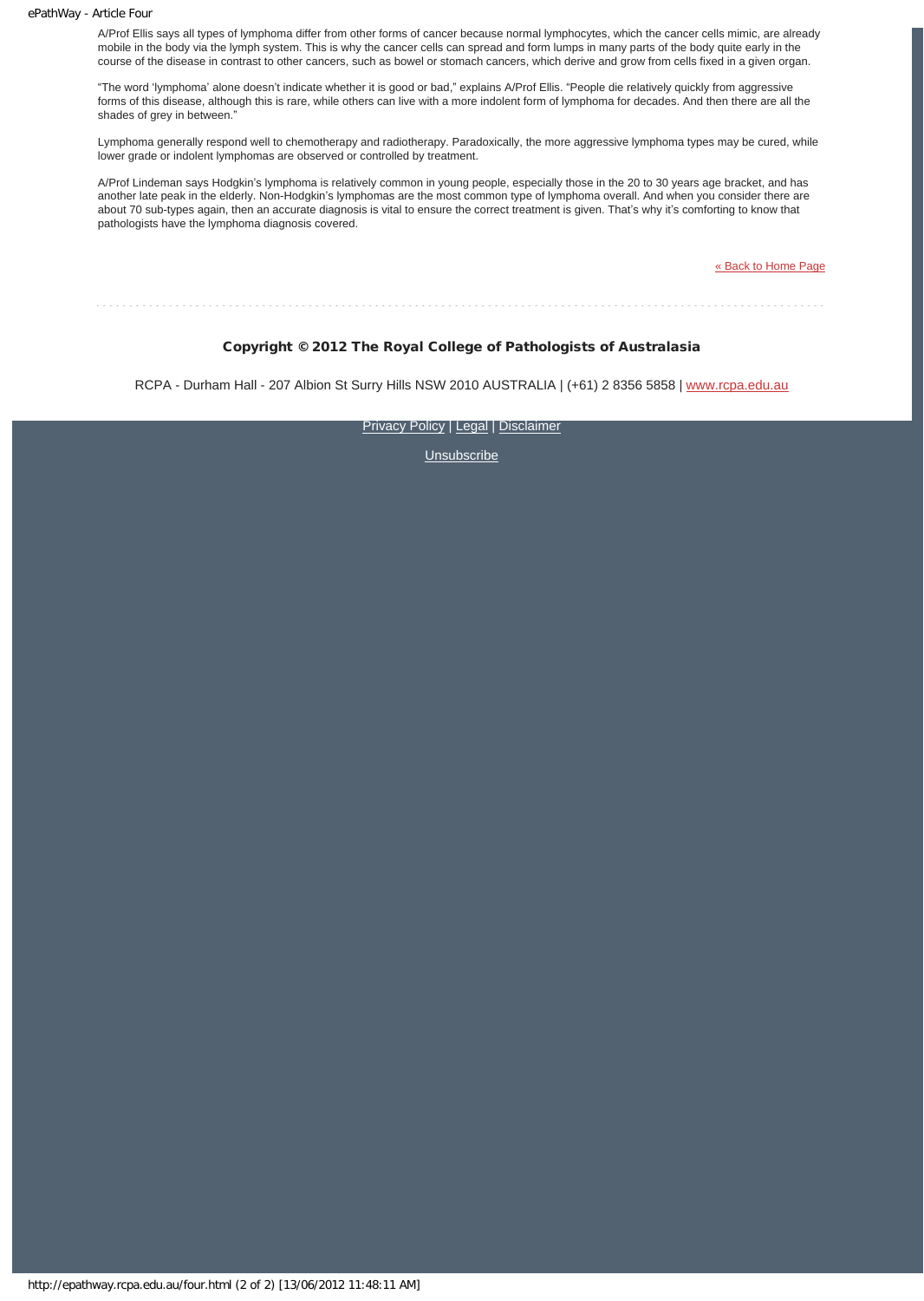A/Prof Ellis says all types of lymphoma differ from other forms of cancer because normal lymphocytes, which the cancer cells mimic, are already mobile in the body via the lymph system. This is why the cancer cells can spread and form lumps in many parts of the body quite early in the course of the disease in contrast to other cancers, such as bowel or stomach cancers, which derive and grow from cells fixed in a given organ.

"The word 'lymphoma' alone doesn't indicate whether it is good or bad," explains A/Prof Ellis. "People die relatively quickly from aggressive forms of this disease, although this is rare, while others can live with a more indolent form of lymphoma for decades. And then there are all the shades of grey in between."

Lymphoma generally respond well to chemotherapy and radiotherapy. Paradoxically, the more aggressive lymphoma types may be cured, while lower grade or indolent lymphomas are observed or controlled by treatment.

A/Prof Lindeman says Hodgkin's lymphoma is relatively common in young people, especially those in the 20 to 30 years age bracket, and has another late peak in the elderly. Non-Hodgkin's lymphomas are the most common type of lymphoma overall. And when you consider there are about 70 sub-types again, then an accurate diagnosis is vital to ensure the correct treatment is given. That's why it's comforting to know that pathologists have the lymphoma diagnosis covered.

« Back to Home Page

**Copyright © 2012 The Royal College of Pathologists of Australasia**

RCPA - Durham Hall - 207 Albion St Surry Hills NSW 2010 AUSTRALIA | (+61) 2 8356 5858 | www.rcpa.edu.au

Privacy Policy | Legal | Disclaimer

Unsubscribe